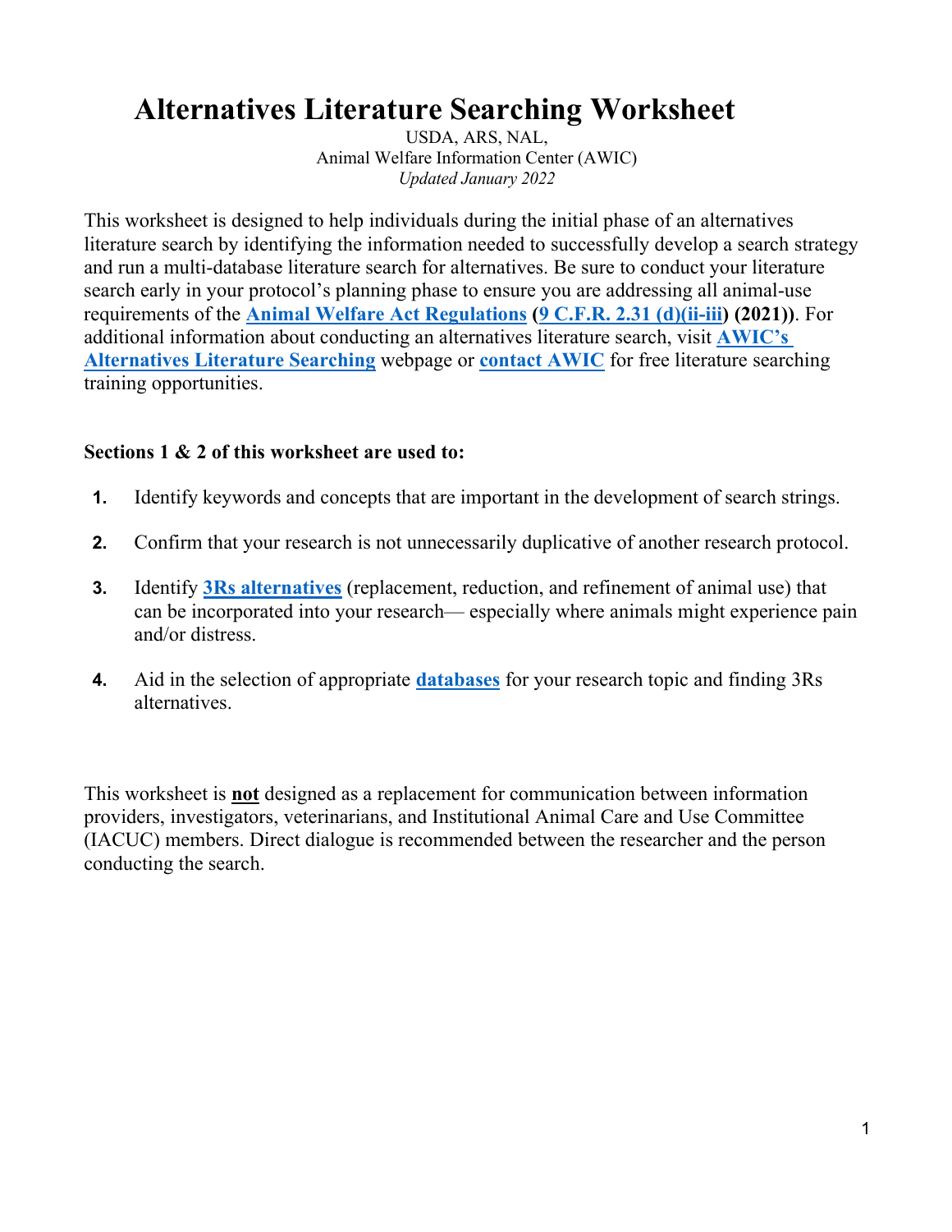# Alternatives Literature Searching Worksheet

USDA, ARS, NAL,
Animal Welfare Information Center (AWIC)
*Updated January 2022*

This worksheet is designed to help individuals during the initial phase of an alternatives literature search by identifying the information needed to successfully develop a search strategy and run a multi-database literature search for alternatives. Be sure to conduct your literature search early in your protocol's planning phase to ensure you are addressing all animal-use requirements of the **Animal Welfare Act Regulations (9 C.F.R. 2.31 (d)(ii-iii) (2021))**. For additional information about conducting an alternatives literature search, visit **AWIC's Alternatives Literature Searching** webpage or **contact AWIC** for free literature searching training opportunities.

**Sections 1 & 2 of this worksheet are used to:**

1. Identify keywords and concepts that are important in the development of search strings.
2. Confirm that your research is not unnecessarily duplicative of another research protocol.
3. Identify **3Rs alternatives** (replacement, reduction, and refinement of animal use) that can be incorporated into your research— especially where animals might experience pain and/or distress.
4. Aid in the selection of appropriate **databases** for your research topic and finding 3Rs alternatives.

This worksheet is **not** designed as a replacement for communication between information providers, investigators, veterinarians, and Institutional Animal Care and Use Committee (IACUC) members. Direct dialogue is recommended between the researcher and the person conducting the search.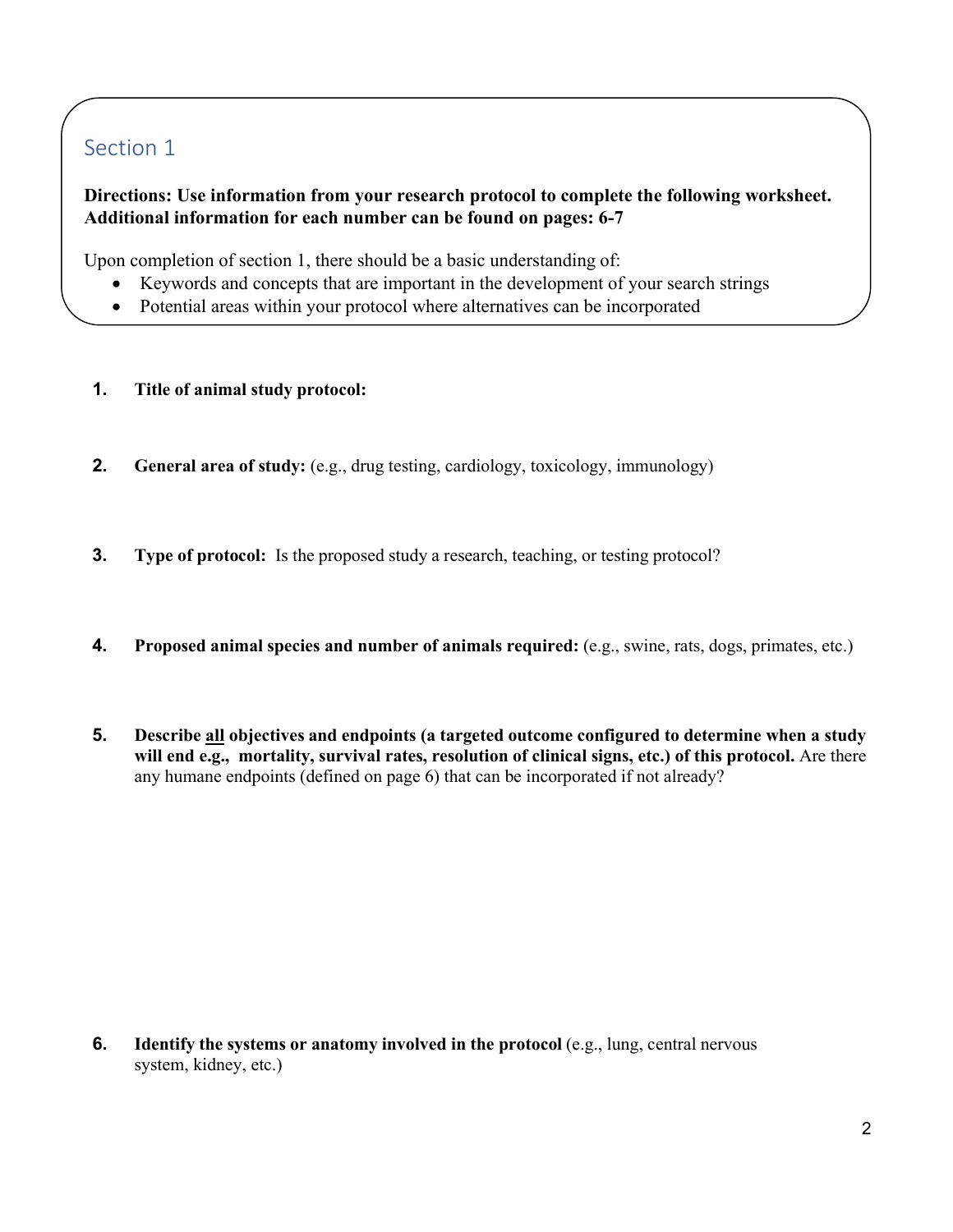## Section 1

**Directions: Use information from your research protocol to complete the following worksheet. Additional information for each number can be found on pages: 6-7**

Upon completion of section 1, there should be a basic understanding of:

- Keywords and concepts that are important in the development of your search strings
- Potential areas within your protocol where alternatives can be incorporated

1. **Title of animal study protocol:**

2. **General area of study:** (e.g., drug testing, cardiology, toxicology, immunology)

3. **Type of protocol:** Is the proposed study a research, teaching, or testing protocol?

4. **Proposed animal species and number of animals required:** (e.g., swine, rats, dogs, primates, etc.)

5. **Describe <u>all</u> objectives and endpoints (a targeted outcome configured to determine when a study will end e.g., mortality, survival rates, resolution of clinical signs, etc.) of this protocol.** Are there any humane endpoints (defined on page 6) that can be incorporated if not already?

6. **Identify the systems or anatomy involved in the protocol** (e.g., lung, central nervous system, kidney, etc.)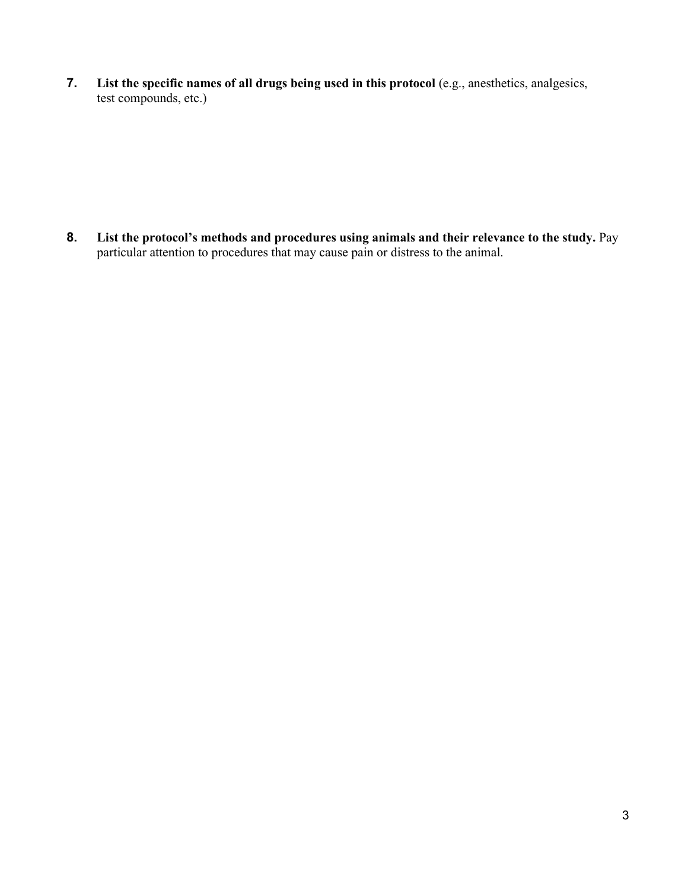**7.** **List the specific names of all drugs being used in this protocol** (e.g., anesthetics, analgesics, test compounds, etc.)

**8.** **List the protocol's methods and procedures using animals and their relevance to the study.** Pay particular attention to procedures that may cause pain or distress to the animal.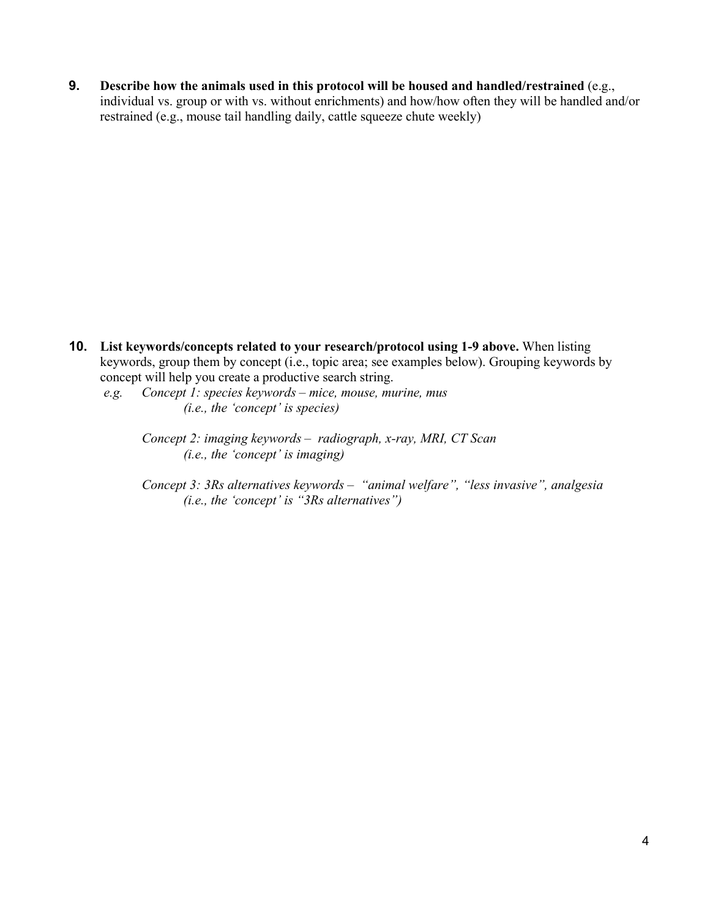**9.** **Describe how the animals used in this protocol will be housed and handled/restrained** (e.g., individual vs. group or with vs. without enrichments) and how/how often they will be handled and/or restrained (e.g., mouse tail handling daily, cattle squeeze chute weekly)

**10.** **List keywords/concepts related to your research/protocol using 1-9 above.** When listing keywords, group them by concept (i.e., topic area; see examples below). Grouping keywords by concept will help you create a productive search string.

*e.g.* *Concept 1: species keywords – mice, mouse, murine, mus*
*(i.e., the 'concept' is species)*

*Concept 2: imaging keywords – radiograph, x-ray, MRI, CT Scan*
*(i.e., the 'concept' is imaging)*

*Concept 3: 3Rs alternatives keywords – "animal welfare", "less invasive", analgesia*
*(i.e., the 'concept' is "3Rs alternatives")*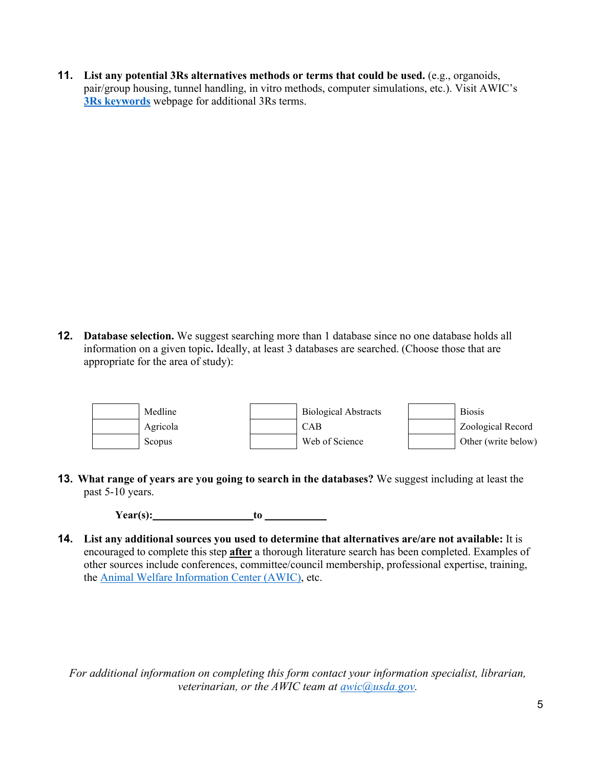11. **List any potential 3Rs alternatives methods or terms that could be used.** (e.g., organoids, pair/group housing, tunnel handling, in vitro methods, computer simulations, etc.). Visit AWIC's **3Rs keywords** webpage for additional 3Rs terms.

12. **Database selection.** We suggest searching more than 1 database since no one database holds all information on a given topic**.** Ideally, at least 3 databases are searched. (Choose those that are appropriate for the area of study):

| | | | | | |
|---|---|---|---|---|---|
| | Medline | | Biological Abstracts | | Biosis |
| | Agricola | | CAB | | Zoological Record |
| | Scopus | | Web of Science | | Other (write below) |

13. **What range of years are you going to search in the databases?** We suggest including at least the past 5-10 years.

    **Year(s):\_\_\_\_\_\_\_\_\_\_\_\_\_\_\_\_\_\_to** \_\_\_\_\_\_\_\_\_\_\_\_

14. **List any additional sources you used to determine that alternatives are/are not available:** It is encouraged to complete this step **after** a thorough literature search has been completed. Examples of other sources include conferences, committee/council membership, professional expertise, training, the Animal Welfare Information Center (AWIC), etc.

*For additional information on completing this form contact your information specialist, librarian, veterinarian, or the AWIC team at awic@usda.gov.*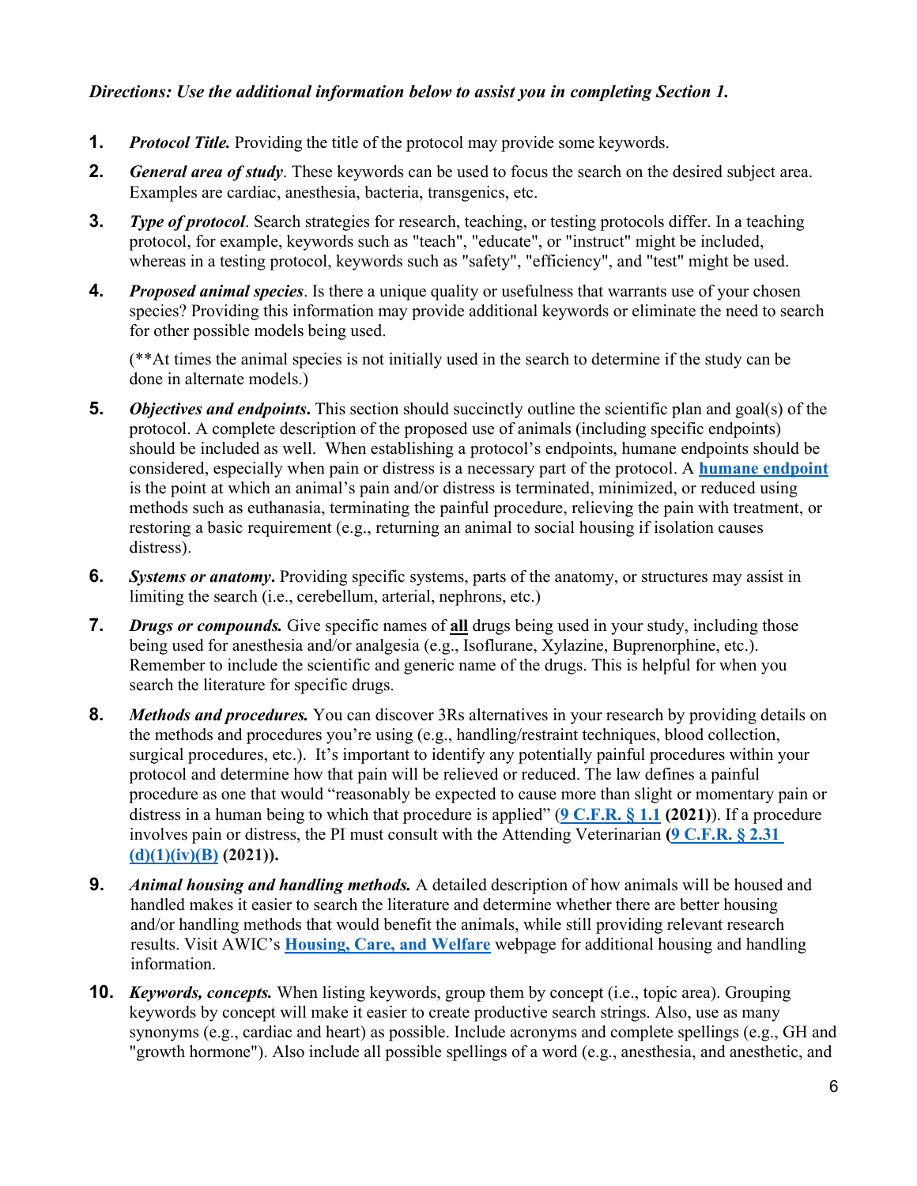***Directions: Use the additional information below to assist you in completing Section 1.***

1. ***Protocol Title.*** Providing the title of the protocol may provide some keywords.

2. ***General area of study***. These keywords can be used to focus the search on the desired subject area. Examples are cardiac, anesthesia, bacteria, transgenics, etc.

3. ***Type of protocol***. Search strategies for research, teaching, or testing protocols differ. In a teaching protocol, for example, keywords such as "teach", "educate", or "instruct" might be included, whereas in a testing protocol, keywords such as "safety", "efficiency", and "test" might be used.

4. ***Proposed animal species***. Is there a unique quality or usefulness that warrants use of your chosen species? Providing this information may provide additional keywords or eliminate the need to search for other possible models being used.

   (**At times the animal species is not initially used in the search to determine if the study can be done in alternate models.)

5. ***Objectives and endpoints.*** This section should succinctly outline the scientific plan and goal(s) of the protocol. A complete description of the proposed use of animals (including specific endpoints) should be included as well. When establishing a protocol's endpoints, humane endpoints should be considered, especially when pain or distress is a necessary part of the protocol. A **humane endpoint** is the point at which an animal's pain and/or distress is terminated, minimized, or reduced using methods such as euthanasia, terminating the painful procedure, relieving the pain with treatment, or restoring a basic requirement (e.g., returning an animal to social housing if isolation causes distress).

6. ***Systems or anatomy***. Providing specific systems, parts of the anatomy, or structures may assist in limiting the search (i.e., cerebellum, arterial, nephrons, etc.)

7. ***Drugs or compounds.*** Give specific names of **all** drugs being used in your study, including those being used for anesthesia and/or analgesia (e.g., Isoflurane, Xylazine, Buprenorphine, etc.). Remember to include the scientific and generic name of the drugs. This is helpful for when you search the literature for specific drugs.

8. ***Methods and procedures.*** You can discover 3Rs alternatives in your research by providing details on the methods and procedures you're using (e.g., handling/restraint techniques, blood collection, surgical procedures, etc.). It's important to identify any potentially painful procedures within your protocol and determine how that pain will be relieved or reduced. The law defines a painful procedure as one that would "reasonably be expected to cause more than slight or momentary pain or distress in a human being to which that procedure is applied" (**9 C.F.R. § 1.1 (2021)**). If a procedure involves pain or distress, the PI must consult with the Attending Veterinarian (**9 C.F.R. § 2.31 (d)(1)(iv)(B) (2021)).**

9. ***Animal housing and handling methods.*** A detailed description of how animals will be housed and handled makes it easier to search the literature and determine whether there are better housing and/or handling methods that would benefit the animals, while still providing relevant research results. Visit AWIC's **Housing, Care, and Welfare** webpage for additional housing and handling information.

10. ***Keywords, concepts.*** When listing keywords, group them by concept (i.e., topic area). Grouping keywords by concept will make it easier to create productive search strings. Also, use as many synonyms (e.g., cardiac and heart) as possible. Include acronyms and complete spellings (e.g., GH and "growth hormone"). Also include all possible spellings of a word (e.g., anesthesia, and anesthetic, and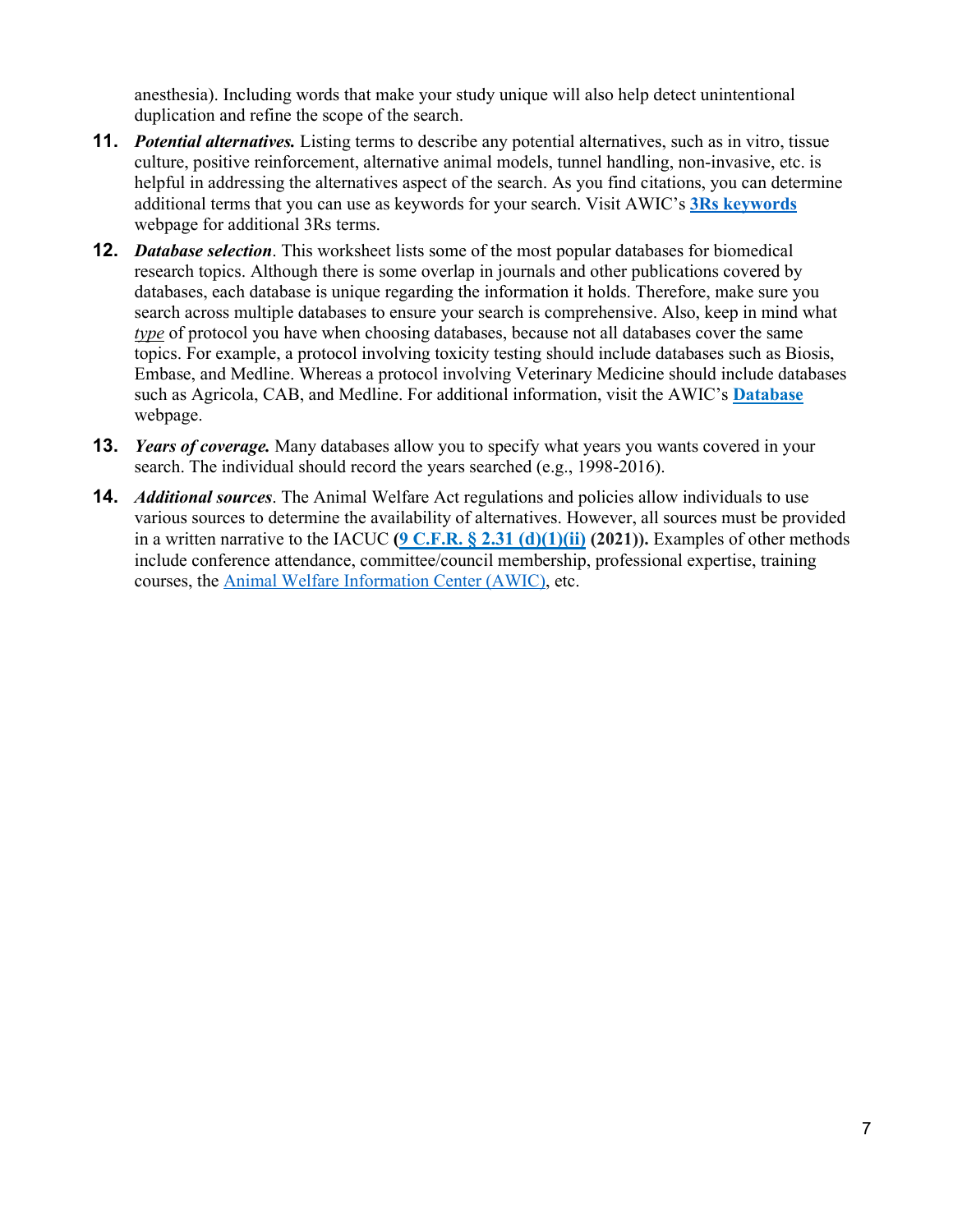anesthesia). Including words that make your study unique will also help detect unintentional duplication and refine the scope of the search.

11. ***Potential alternatives.*** Listing terms to describe any potential alternatives, such as in vitro, tissue culture, positive reinforcement, alternative animal models, tunnel handling, non-invasive, etc. is helpful in addressing the alternatives aspect of the search. As you find citations, you can determine additional terms that you can use as keywords for your search. Visit AWIC's **3Rs keywords** webpage for additional 3Rs terms.

12. ***Database selection***. This worksheet lists some of the most popular databases for biomedical research topics. Although there is some overlap in journals and other publications covered by databases, each database is unique regarding the information it holds. Therefore, make sure you search across multiple databases to ensure your search is comprehensive. Also, keep in mind what *type* of protocol you have when choosing databases, because not all databases cover the same topics. For example, a protocol involving toxicity testing should include databases such as Biosis, Embase, and Medline. Whereas a protocol involving Veterinary Medicine should include databases such as Agricola, CAB, and Medline. For additional information, visit the AWIC's **Database** webpage.

13. ***Years of coverage.*** Many databases allow you to specify what years you wants covered in your search. The individual should record the years searched (e.g., 1998-2016).

14. ***Additional sources***. The Animal Welfare Act regulations and policies allow individuals to use various sources to determine the availability of alternatives. However, all sources must be provided in a written narrative to the IACUC **(9 C.F.R. § 2.31 (d)(1)(ii) (2021)).** Examples of other methods include conference attendance, committee/council membership, professional expertise, training courses, the Animal Welfare Information Center (AWIC), etc.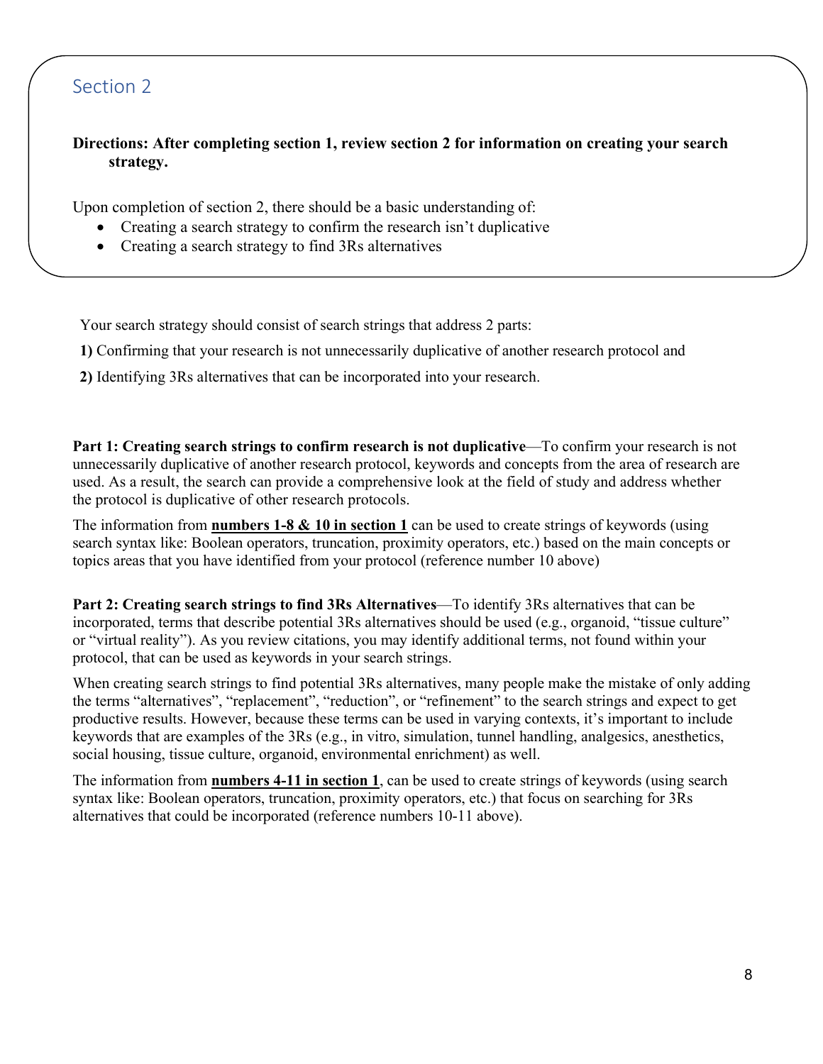## Section 2

**Directions: After completing section 1, review section 2 for information on creating your search strategy.**

Upon completion of section 2, there should be a basic understanding of:

- Creating a search strategy to confirm the research isn't duplicative
- Creating a search strategy to find 3Rs alternatives

Your search strategy should consist of search strings that address 2 parts:

**1)** Confirming that your research is not unnecessarily duplicative of another research protocol and

**2)** Identifying 3Rs alternatives that can be incorporated into your research.

**Part 1: Creating search strings to confirm research is not duplicative**—To confirm your research is not unnecessarily duplicative of another research protocol, keywords and concepts from the area of research are used. As a result, the search can provide a comprehensive look at the field of study and address whether the protocol is duplicative of other research protocols.

The information from **numbers 1-8 & 10 in section 1** can be used to create strings of keywords (using search syntax like: Boolean operators, truncation, proximity operators, etc.) based on the main concepts or topics areas that you have identified from your protocol (reference number 10 above)

**Part 2: Creating search strings to find 3Rs Alternatives**—To identify 3Rs alternatives that can be incorporated, terms that describe potential 3Rs alternatives should be used (e.g., organoid, "tissue culture" or "virtual reality"). As you review citations, you may identify additional terms, not found within your protocol, that can be used as keywords in your search strings.

When creating search strings to find potential 3Rs alternatives, many people make the mistake of only adding the terms "alternatives", "replacement", "reduction", or "refinement" to the search strings and expect to get productive results. However, because these terms can be used in varying contexts, it's important to include keywords that are examples of the 3Rs (e.g., in vitro, simulation, tunnel handling, analgesics, anesthetics, social housing, tissue culture, organoid, environmental enrichment) as well.

The information from **numbers 4-11 in section 1**, can be used to create strings of keywords (using search syntax like: Boolean operators, truncation, proximity operators, etc.) that focus on searching for 3Rs alternatives that could be incorporated (reference numbers 10-11 above).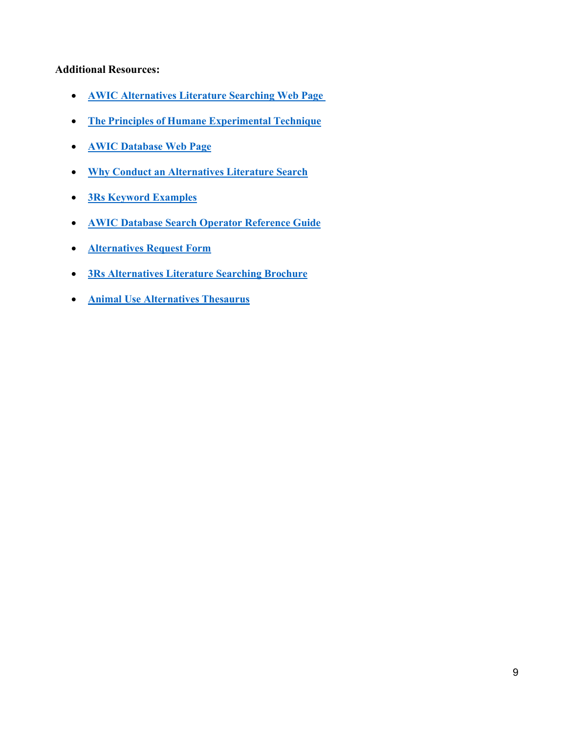**Additional Resources:**

- **AWIC Alternatives Literature Searching Web Page**
- **The Principles of Humane Experimental Technique**
- **AWIC Database Web Page**
- **Why Conduct an Alternatives Literature Search**
- **3Rs Keyword Examples**
- **AWIC Database Search Operator Reference Guide**
- **Alternatives Request Form**
- **3Rs Alternatives Literature Searching Brochure**
- **Animal Use Alternatives Thesaurus**